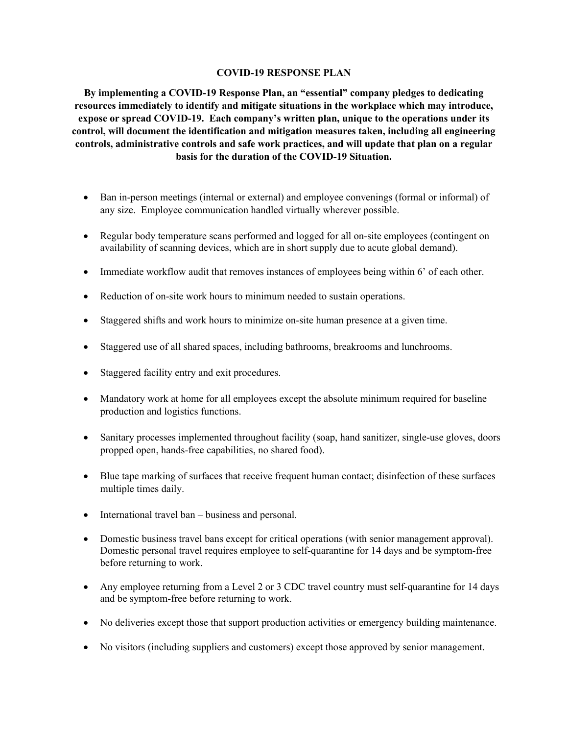# COVID-19 RESPONSE PLAN

**By implementing a COVID-19 Response Plan, an "essential" company pledges to dedicating resources immediately to identify and mitigate situations in the workplace which may introduce, expose or spread COVID-19. Each company's written plan, unique to the operations under its control, will document the identification and mitigation measures taken, including all engineering controls, administrative controls and safe work practices, and will update that plan on a regular basis for the duration of the COVID-19 Situation.**

- Ban in-person meetings (internal or external) and employee convenings (formal or informal) of any size. Employee communication handled virtually wherever possible.
- Regular body temperature scans performed and logged for all on-site employees (contingent on availability of scanning devices, which are in short supply due to acute global demand).
- Immediate workflow audit that removes instances of employees being within 6' of each other.
- Reduction of on-site work hours to minimum needed to sustain operations.
- Staggered shifts and work hours to minimize on-site human presence at a given time.
- Staggered use of all shared spaces, including bathrooms, breakrooms and lunchrooms.
- Staggered facility entry and exit procedures.
- Mandatory work at home for all employees except the absolute minimum required for baseline production and logistics functions.
- Sanitary processes implemented throughout facility (soap, hand sanitizer, single-use gloves, doors propped open, hands-free capabilities, no shared food).
- Blue tape marking of surfaces that receive frequent human contact; disinfection of these surfaces multiple times daily.
- International travel ban – business and personal.
- Domestic business travel bans except for critical operations (with senior management approval). Domestic personal travel requires employee to self-quarantine for 14 days and be symptom-free before returning to work.
- Any employee returning from a Level 2 or 3 CDC travel country must self-quarantine for 14 days and be symptom-free before returning to work.
- No deliveries except those that support production activities or emergency building maintenance.
- No visitors (including suppliers and customers) except those approved by senior management.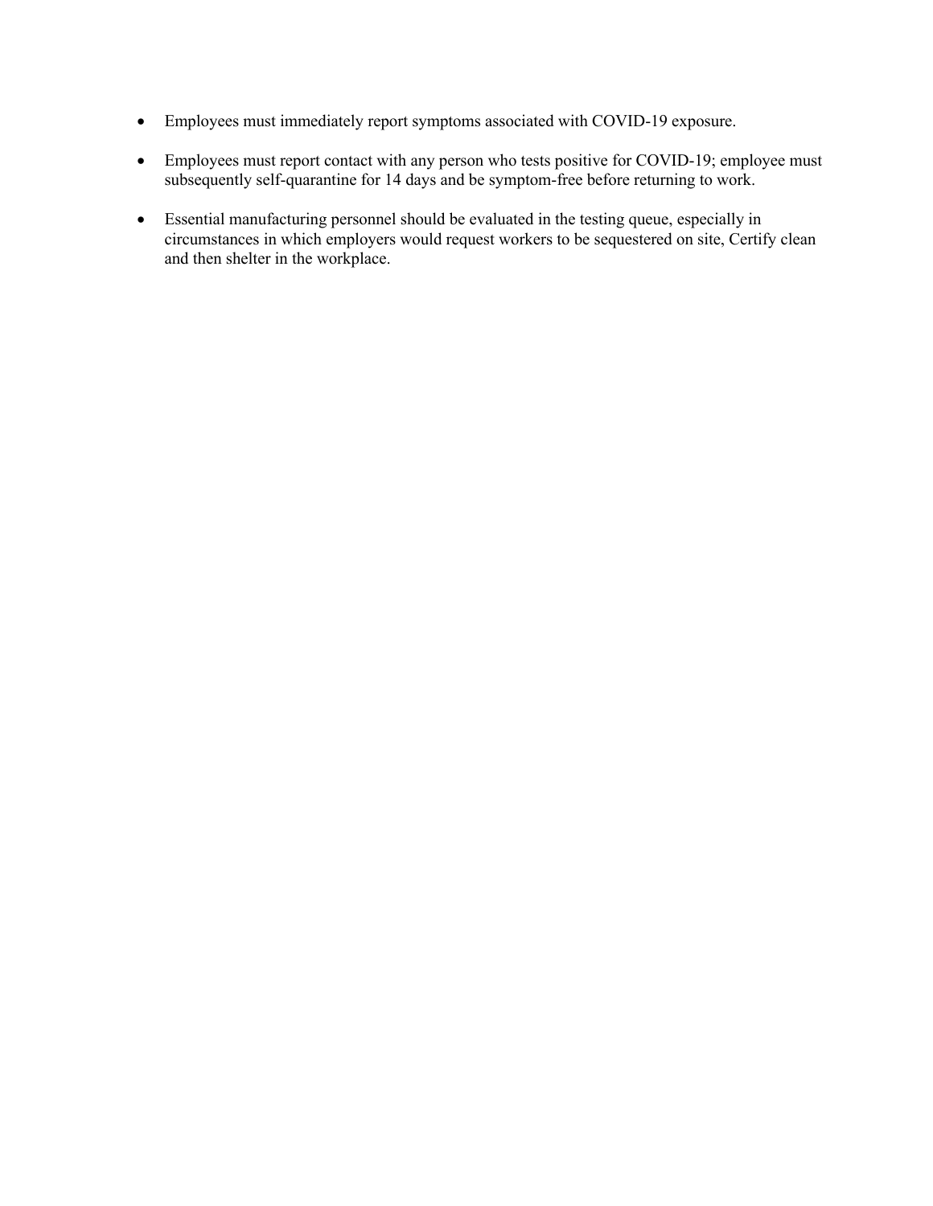- Employees must immediately report symptoms associated with COVID-19 exposure.

- Employees must report contact with any person who tests positive for COVID-19; employee must subsequently self-quarantine for 14 days and be symptom-free before returning to work.

- Essential manufacturing personnel should be evaluated in the testing queue, especially in circumstances in which employers would request workers to be sequestered on site, Certify clean and then shelter in the workplace.